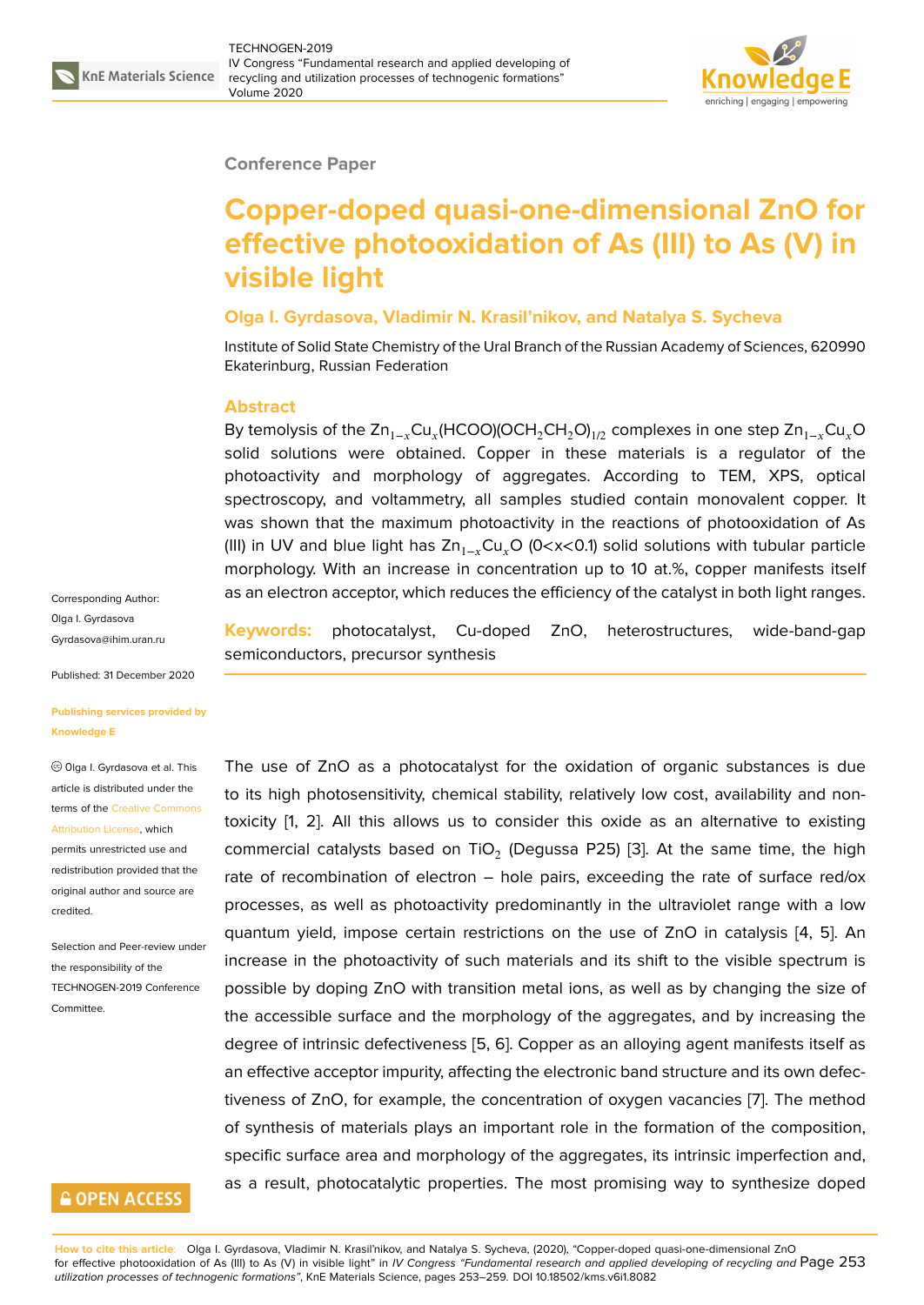Conference Paper

# Copper-doped quasi-one-dimensional ZnO for effective photooxidation of As (III) to As (V) in visible light

**Olga I. Gyrdasova, Vladimir N. Krasil'nikov, and Natalya S. Sycheva**

Institute of Solid State Chemistry of the Ural Branch of the Russian Academy of Sciences, 620990 Ekaterinburg, Russian Federation

## Abstract

By temolysis of the $Zn_{1-x}Cu_x(HCOO)(OCH_2CH_2O)_{1/2}$ complexes in one step $Zn_{1-x}Cu_xO$ solid solutions were obtained. Copper in these materials is a regulator of the photoactivity and morphology of aggregates. According to TEM, XPS, optical spectroscopy, and voltammetry, all samples studied contain monovalent copper. It was shown that the maximum photoactivity in the reactions of photooxidation of As (III) in UV and blue light has $Zn_{1-x}Cu_xO$ ($0<x<0.1$) solid solutions with tubular particle morphology. With an increase in concentration up to 10 at.%, copper manifests itself as an electron acceptor, which reduces the efficiency of the catalyst in both light ranges.

**Keywords:** photocatalyst, Cu-doped ZnO, heterostructures, wide-band-gap semiconductors, precursor synthesis

Corresponding Author: Olga I. Gyrdasova Gyrdasova@ihim.uran.ru

Published: 31 December 2020

Publishing services provided by Knowledge E

© Olga I. Gyrdasova et al. This article is distributed under the terms of the Creative Commons Attribution License, which permits unrestricted use and redistribution provided that the original author and source are credited.

Selection and Peer-review under the responsibility of the TECHNOGEN-2019 Conference Committee.

The use of ZnO as a photocatalyst for the oxidation of organic substances is due to its high photosensitivity, chemical stability, relatively low cost, availability and non-toxicity [1, 2]. All this allows us to consider this oxide as an alternative to existing commercial catalysts based on $TiO_2$ (Degussa P25) [3]. At the same time, the high rate of recombination of electron – hole pairs, exceeding the rate of surface red/ox processes, as well as photoactivity predominantly in the ultraviolet range with a low quantum yield, impose certain restrictions on the use of ZnO in catalysis [4, 5]. An increase in the photoactivity of such materials and its shift to the visible spectrum is possible by doping ZnO with transition metal ions, as well as by changing the size of the accessible surface and the morphology of the aggregates, and by increasing the degree of intrinsic defectiveness [5, 6]. Copper as an alloying agent manifests itself as an effective acceptor impurity, affecting the electronic band structure and its own defectiveness of ZnO, for example, the concentration of oxygen vacancies [7]. The method of synthesis of materials plays an important role in the formation of the composition, specific surface area and morphology of the aggregates, its intrinsic imperfection and, as a result, photocatalytic properties. The most promising way to synthesize doped

**How to cite this article**: Olga I. Gyrdasova, Vladimir N. Krasil'nikov, and Natalya S. Sycheva, (2020), "Copper-doped quasi-one-dimensional ZnO for effective photooxidation of As (III) to As (V) in visible light" in *IV Congress "Fundamental research and applied developing of recycling and utilization processes of technogenic formations"*, KnE Materials Science, pages 253–259. DOI 10.18502/kms.v6i1.8082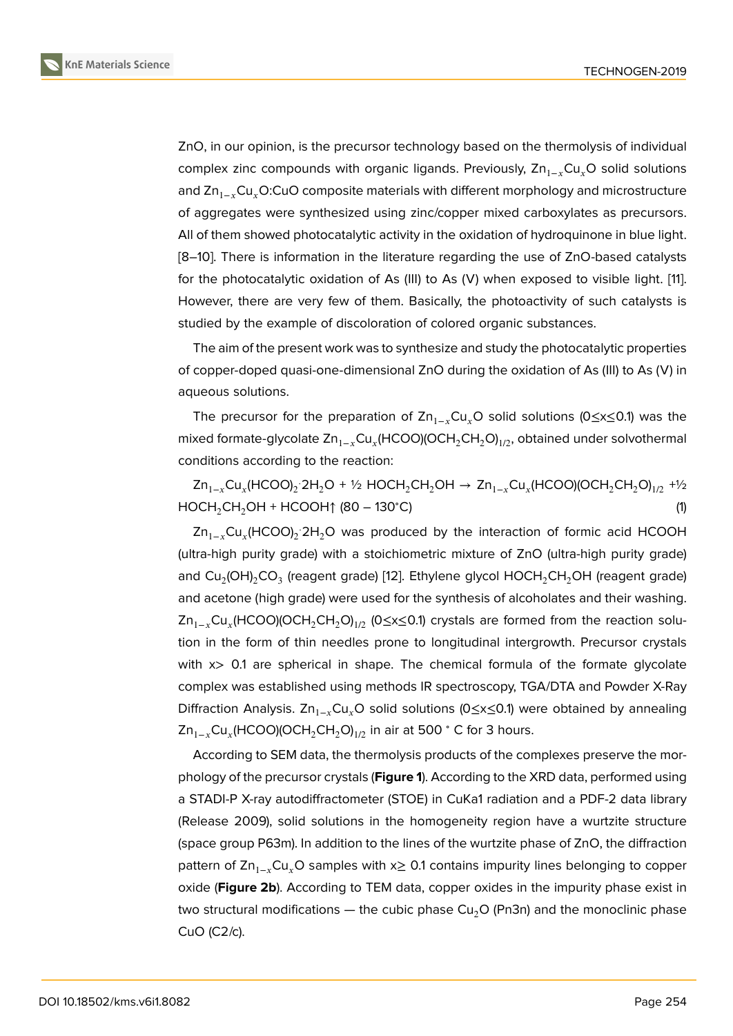ZnO, in our opinion, is the precursor technology based on the thermolysis of individual complex zinc compounds with organic ligands. Previously, $Zn_{1-x}Cu_xO$ solid solutions and $Zn_{1-x}Cu_xO$:CuO composite materials with different morphology and microstructure of aggregates were synthesized using zinc/copper mixed carboxylates as precursors. All of them showed photocatalytic activity in the oxidation of hydroquinone in blue light. [8–10]. There is information in the literature regarding the use of ZnO-based catalysts for the photocatalytic oxidation of As (III) to As (V) when exposed to visible light. [11]. However, there are very few of them. Basically, the photoactivity of such catalysts is studied by the example of discoloration of colored organic substances.

The aim of the present work was to synthesize and study the photocatalytic properties of copper-doped quasi-one-dimensional ZnO during the oxidation of As (III) to As (V) in aqueous solutions.

The precursor for the preparation of $Zn_{1-x}Cu_xO$ solid solutions ($0 \leq x \leq 0.1$) was the mixed formate-glycolate $Zn_{1-x}Cu_x(HCOO)(OCH_2CH_2O)_{1/2}$, obtained under solvothermal conditions according to the reaction:

$Zn_{1-x}Cu_x(HCOO)_2 \cdot 2H_2O$ + ½ $HOCH_2CH_2OH$ → $Zn_{1-x}Cu_x(HCOO)(OCH_2CH_2O)_{1/2}$ +½ $HOCH_2CH_2OH$ + HCOOH↑ (80 – 130°C) (1)

$Zn_{1-x}Cu_x(HCOO)_2 \cdot 2H_2O$ was produced by the interaction of formic acid HCOOH (ultra-high purity grade) with a stoichiometric mixture of ZnO (ultra-high purity grade) and $Cu_2(OH)_2CO_3$ (reagent grade) [12]. Ethylene glycol $HOCH_2CH_2OH$ (reagent grade) and acetone (high grade) were used for the synthesis of alcoholates and their washing. $Zn_{1-x}Cu_x(HCOO)(OCH_2CH_2O)_{1/2}$ ($0 \leq x \leq 0.1$) crystals are formed from the reaction solution in the form of thin needles prone to longitudinal intergrowth. Precursor crystals with $x > 0.1$ are spherical in shape. The chemical formula of the formate glycolate complex was established using methods IR spectroscopy, TGA/DTA and Powder X-Ray Diffraction Analysis. $Zn_{1-x}Cu_xO$ solid solutions ($0 \leq x \leq 0.1$) were obtained by annealing $Zn_{1-x}Cu_x(HCOO)(OCH_2CH_2O)_{1/2}$ in air at 500 ° C for 3 hours.

According to SEM data, the thermolysis products of the complexes preserve the morphology of the precursor crystals (**Figure 1**). According to the XRD data, performed using a STADI-P X-ray autodiffractometer (STOE) in CuKa1 radiation and a PDF-2 data library (Release 2009), solid solutions in the homogeneity region have a wurtzite structure (space group P63m). In addition to the lines of the wurtzite phase of ZnO, the diffraction pattern of $Zn_{1-x}Cu_xO$ samples with $x \geq 0.1$ contains impurity lines belonging to copper oxide (**Figure 2b**). According to TEM data, copper oxides in the impurity phase exist in two structural modifications — the cubic phase $Cu_2O$ (Pn3n) and the monoclinic phase CuO (C2/c).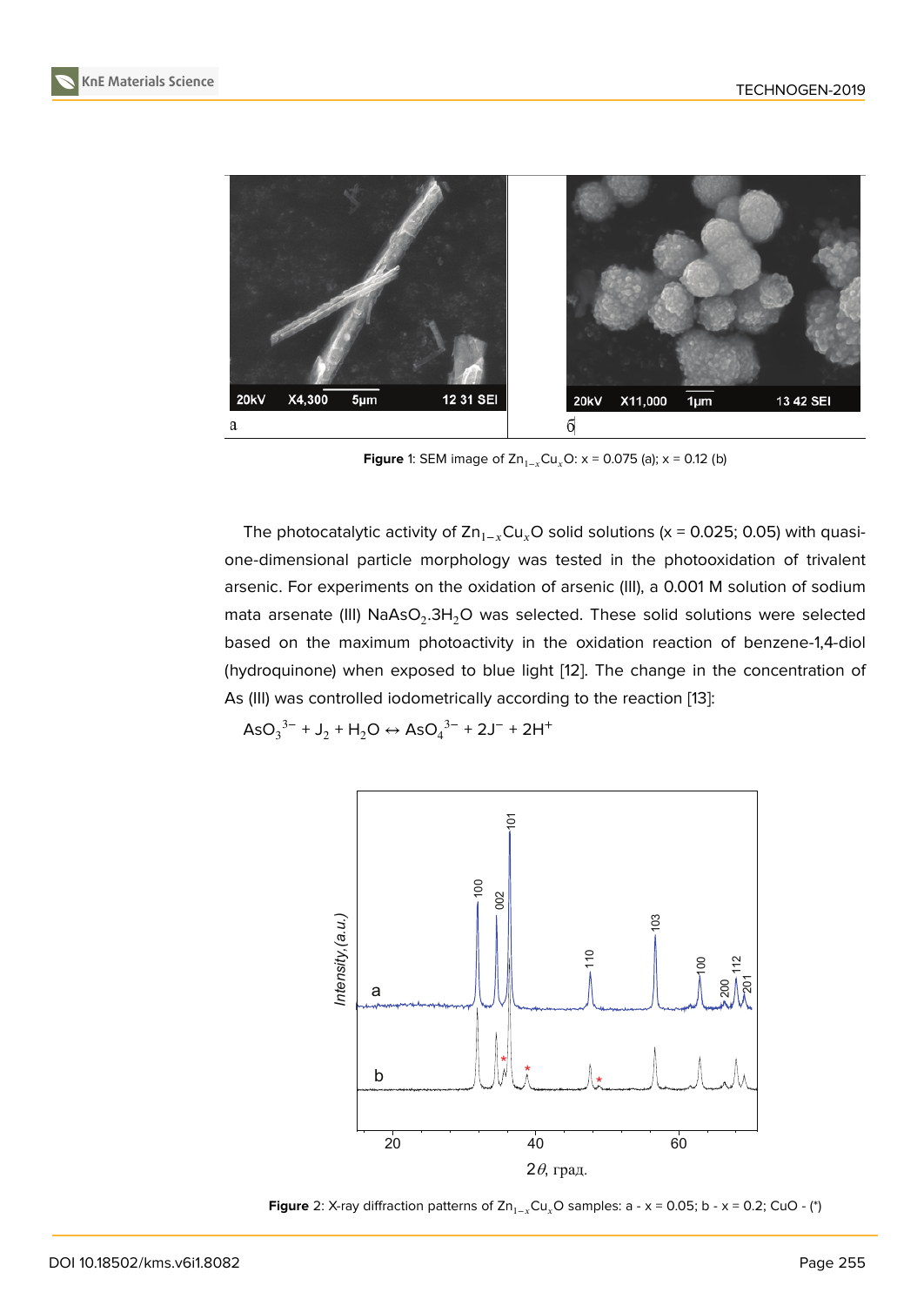Figure 1: SEM image of $Zn_{1-x}Cu_xO$: x = 0.075 (a); x = 0.12 (b)

The photocatalytic activity of $Zn_{1-x}Cu_xO$ solid solutions (x = 0.025; 0.05) with quasi-one-dimensional particle morphology was tested in the photooxidation of trivalent arsenic. For experiments on the oxidation of arsenic (III), a 0.001 M solution of sodium mata arsenate (III) $NaAsO_2.3H_2O$ was selected. These solid solutions were selected based on the maximum photoactivity in the oxidation reaction of benzene-1,4-diol (hydroquinone) when exposed to blue light [12]. The change in the concentration of As (III) was controlled iodometrically according to the reaction [13]:

$$AsO_3^{3-} + J_2 + H_2O \leftrightarrow AsO_4^{3-} + 2J^- + 2H^+$$

Figure 2: X-ray diffraction patterns of $Zn_{1-x}Cu_xO$ samples: a - x = 0.05; b - x = 0.2; CuO - (*)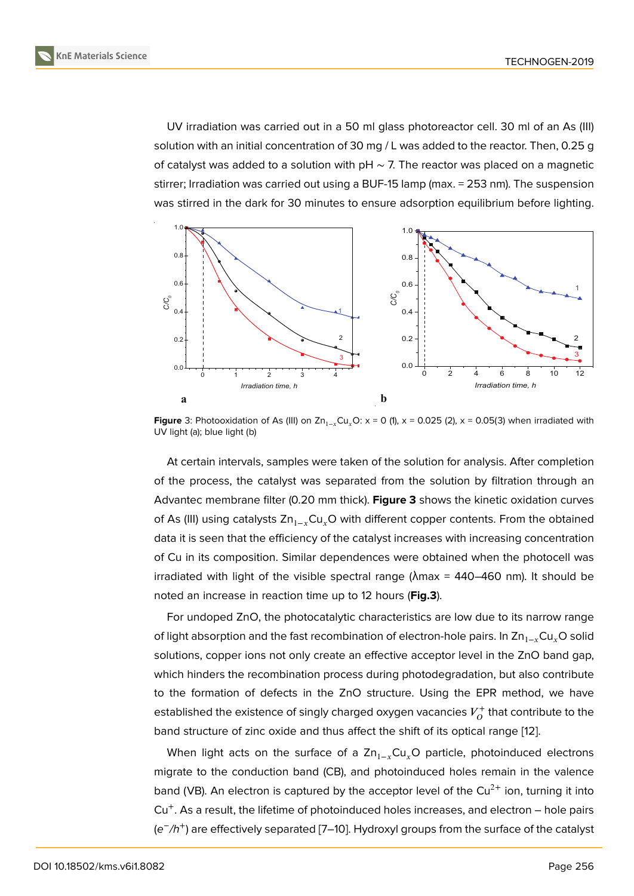UV irradiation was carried out in a 50 ml glass photoreactor cell. 30 ml of an As (III) solution with an initial concentration of 30 mg / L was added to the reactor. Then, 0.25 g of catalyst was added to a solution with pH ~ 7. The reactor was placed on a magnetic stirrer; Irradiation was carried out using a BUF-15 lamp (max. = 253 nm). The suspension was stirred in the dark for 30 minutes to ensure adsorption equilibrium before lighting.

**Figure** 3: Photooxidation of As (III) on $Zn_{1-x}Cu_xO$: x = 0 (1), x = 0.025 (2), x = 0.05(3) when irradiated with UV light (a); blue light (b)

At certain intervals, samples were taken of the solution for analysis. After completion of the process, the catalyst was separated from the solution by filtration through an Advantec membrane filter (0.20 mm thick). **Figure 3** shows the kinetic oxidation curves of As (III) using catalysts $Zn_{1-x}Cu_xO$ with different copper contents. From the obtained data it is seen that the efficiency of the catalyst increases with increasing concentration of Cu in its composition. Similar dependences were obtained when the photocell was irradiated with light of the visible spectral range (λmax = 440–460 nm). It should be noted an increase in reaction time up to 12 hours (**Fig.3**).

For undoped ZnO, the photocatalytic characteristics are low due to its narrow range of light absorption and the fast recombination of electron-hole pairs. In $Zn_{1-x}Cu_xO$ solid solutions, copper ions not only create an effective acceptor level in the ZnO band gap, which hinders the recombination process during photodegradation, but also contribute to the formation of defects in the ZnO structure. Using the EPR method, we have established the existence of singly charged oxygen vacancies $V_O^+$ that contribute to the band structure of zinc oxide and thus affect the shift of its optical range [12].

When light acts on the surface of a $Zn_{1-x}Cu_xO$ particle, photoinduced electrons migrate to the conduction band (CB), and photoinduced holes remain in the valence band (VB). An electron is captured by the acceptor level of the $Cu^{2+}$ ion, turning it into $Cu^+$. As a result, the lifetime of photoinduced holes increases, and electron – hole pairs ($e^-/h^+$) are effectively separated [7–10]. Hydroxyl groups from the surface of the catalyst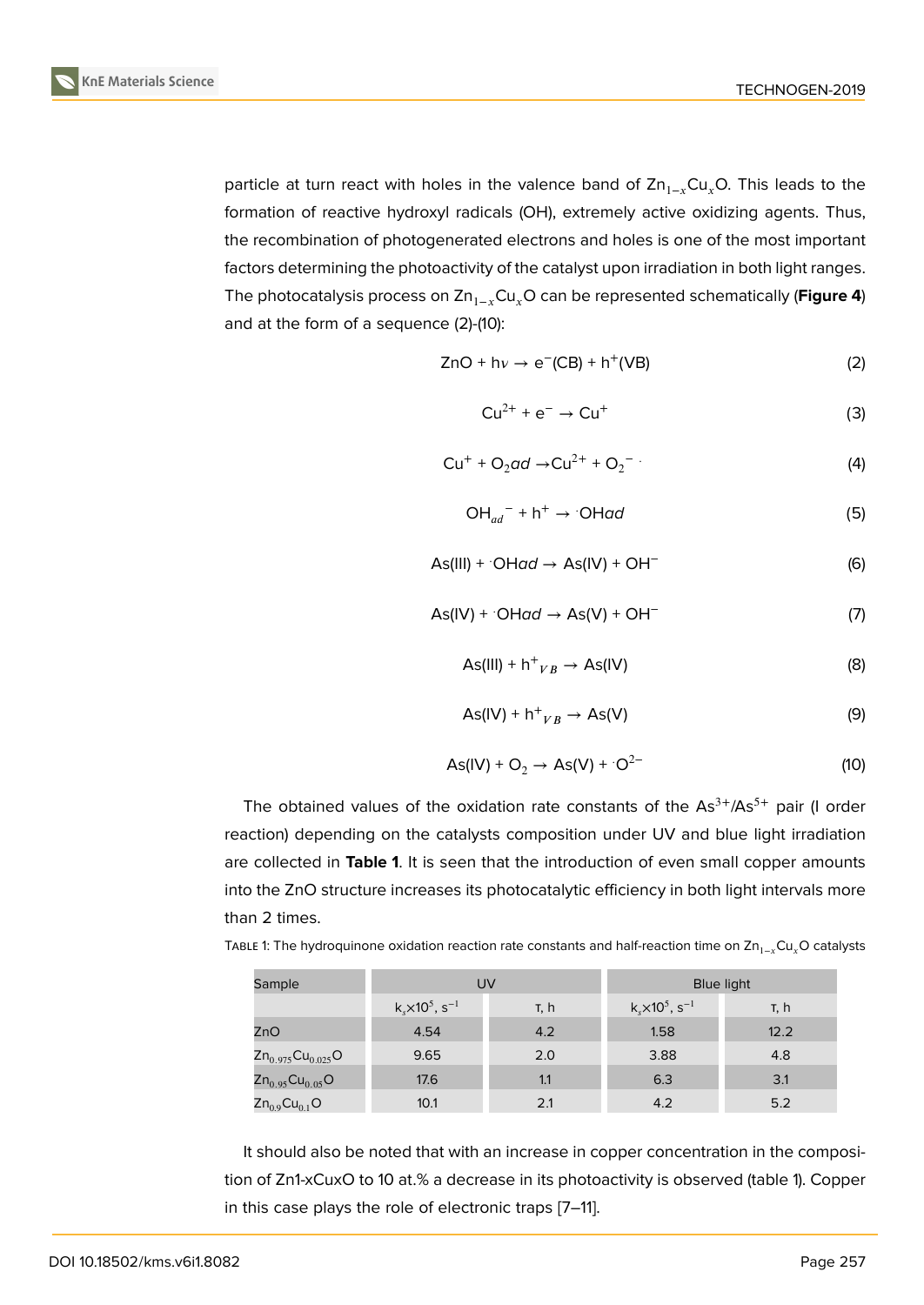particle at turn react with holes in the valence band of $Zn_{1-x}Cu_xO$. This leads to the formation of reactive hydroxyl radicals (OH), extremely active oxidizing agents. Thus, the recombination of photogenerated electrons and holes is one of the most important factors determining the photoactivity of the catalyst upon irradiation in both light ranges. The photocatalysis process on $Zn_{1-x}Cu_xO$ can be represented schematically (**Figure 4**) and at the form of a sequence (2)-(10):

$$ZnO + h\nu \rightarrow e^-(CB) + h^+(VB) \tag{2}$$

$$Cu^{2+} + e^- \rightarrow Cu^+ \tag{3}$$

$$Cu^+ + O_2ad \rightarrow Cu^{2+} + O_2^{-\cdot} \tag{4}$$

$$OH_{ad}^- + h^+ \rightarrow {}^{\cdot}OHad \tag{5}$$

$$As(III) + {}^{\cdot}OHad \rightarrow As(IV) + OH^- \tag{6}$$

$$As(IV) + {}^{\cdot}OHad \rightarrow As(V) + OH^- \tag{7}$$

$$As(III) + h^+_{VB} \rightarrow As(IV) \tag{8}$$

$$As(IV) + h^+_{VB} \rightarrow As(V) \tag{9}$$

$$As(IV) + O_2 \rightarrow As(V) + {}^{\cdot}O^{2-} \tag{10}$$

The obtained values of the oxidation rate constants of the $As^{3+}/As^{5+}$ pair (I order reaction) depending on the catalysts composition under UV and blue light irradiation are collected in **Table 1**. It is seen that the introduction of even small copper amounts into the ZnO structure increases its photocatalytic efficiency in both light intervals more than 2 times.

Table 1: The hydroquinone oxidation reaction rate constants and half-reaction time on $Zn_{1-x}Cu_xO$ catalysts

| Sample | UV | | Blue light | |
|---|---|---|---|---|
| | $k_s \times 10^5$, $s^{-1}$ | τ, h | $k_s \times 10^5$, $s^{-1}$ | τ, h |
| ZnO | 4.54 | 4.2 | 1.58 | 12.2 |
| $Zn_{0.975}Cu_{0.025}O$ | 9.65 | 2.0 | 3.88 | 4.8 |
| $Zn_{0.95}Cu_{0.05}O$ | 17.6 | 1.1 | 6.3 | 3.1 |
| $Zn_{0.9}Cu_{0.1}O$ | 10.1 | 2.1 | 4.2 | 5.2 |

It should also be noted that with an increase in copper concentration in the composition of Zn1-xCuxO to 10 at.% a decrease in its photoactivity is observed (table 1). Copper in this case plays the role of electronic traps [7–11].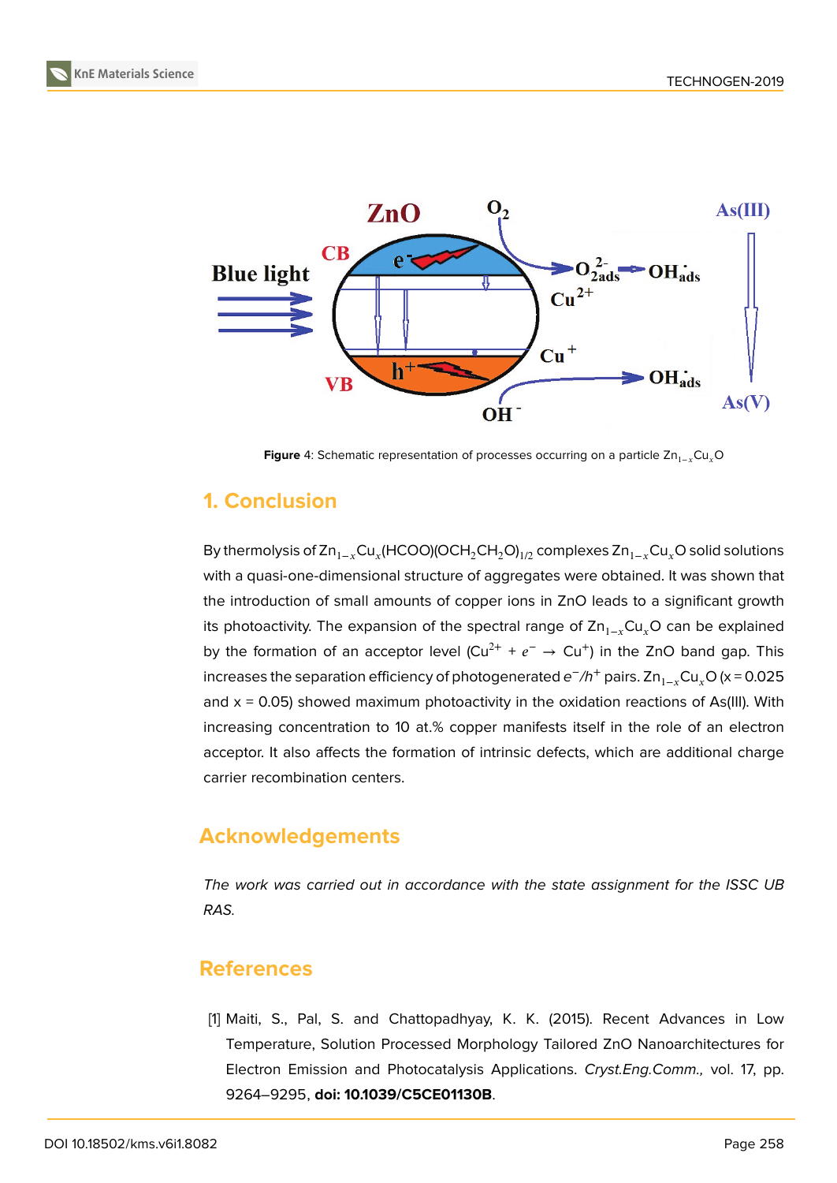Figure 4: Schematic representation of processes occurring on a particle $Zn_{1-x}Cu_xO$

## 1. Conclusion

By thermolysis of $Zn_{1-x}Cu_x(HCOO)(OCH_2CH_2O)_{1/2}$ complexes $Zn_{1-x}Cu_xO$ solid solutions with a quasi-one-dimensional structure of aggregates were obtained. It was shown that the introduction of small amounts of copper ions in ZnO leads to a significant growth its photoactivity. The expansion of the spectral range of $Zn_{1-x}Cu_xO$ can be explained by the formation of an acceptor level ($Cu^{2+} + e^- \rightarrow Cu^+$) in the ZnO band gap. This increases the separation efficiency of photogenerated $e^-/h^+$ pairs. $Zn_{1-x}Cu_xO$ ($x = 0.025$ and $x = 0.05$) showed maximum photoactivity in the oxidation reactions of As(III). With increasing concentration to 10 at.% copper manifests itself in the role of an electron acceptor. It also affects the formation of intrinsic defects, which are additional charge carrier recombination centers.

## Acknowledgements

*The work was carried out in accordance with the state assignment for the ISSC UB RAS.*

## References

[1] Maiti, S., Pal, S. and Chattopadhyay, K. K. (2015). Recent Advances in Low Temperature, Solution Processed Morphology Tailored ZnO Nanoarchitectures for Electron Emission and Photocatalysis Applications. *Cryst.Eng.Comm.,* vol. 17, pp. 9264–9295, **doi: 10.1039/C5CE01130B**.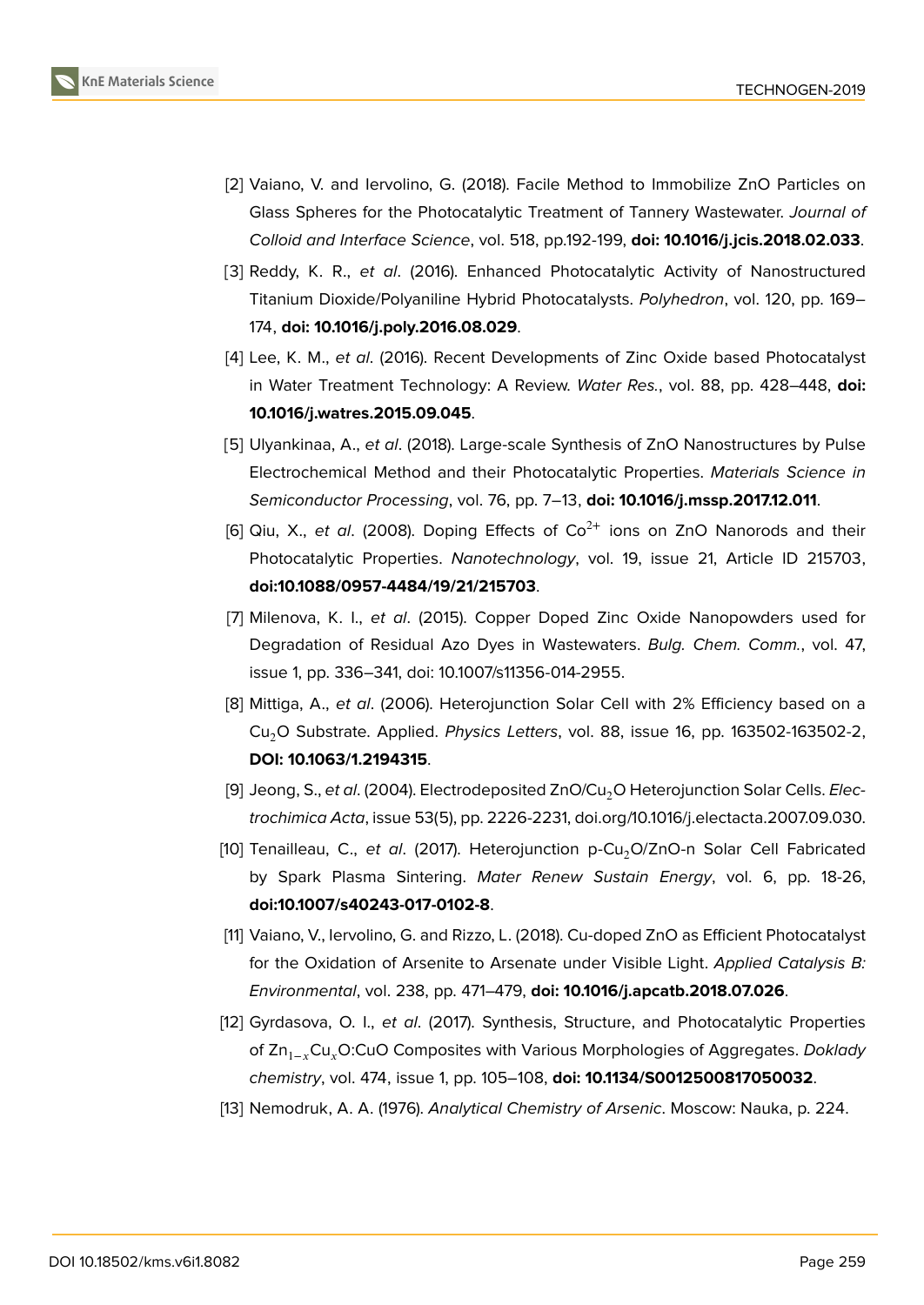[2] Vaiano, V. and Iervolino, G. (2018). Facile Method to Immobilize ZnO Particles on Glass Spheres for the Photocatalytic Treatment of Tannery Wastewater. *Journal of Colloid and Interface Science*, vol. 518, pp.192-199, **doi: 10.1016/j.jcis.2018.02.033**.

[3] Reddy, K. R., *et al*. (2016). Enhanced Photocatalytic Activity of Nanostructured Titanium Dioxide/Polyaniline Hybrid Photocatalysts. *Polyhedron*, vol. 120, pp. 169–174, **doi: 10.1016/j.poly.2016.08.029**.

[4] Lee, K. M., *et al*. (2016). Recent Developments of Zinc Oxide based Photocatalyst in Water Treatment Technology: A Review. *Water Res.*, vol. 88, pp. 428–448, **doi: 10.1016/j.watres.2015.09.045**.

[5] Ulyankinaa, A., *et al*. (2018). Large-scale Synthesis of ZnO Nanostructures by Pulse Electrochemical Method and their Photocatalytic Properties. *Materials Science in Semiconductor Processing*, vol. 76, pp. 7–13, **doi: 10.1016/j.mssp.2017.12.011**.

[6] Qiu, X., *et al*. (2008). Doping Effects of $Co^{2+}$ ions on ZnO Nanorods and their Photocatalytic Properties. *Nanotechnology*, vol. 19, issue 21, Article ID 215703, **doi:10.1088/0957-4484/19/21/215703**.

[7] Milenova, K. I., *et al*. (2015). Copper Doped Zinc Oxide Nanopowders used for Degradation of Residual Azo Dyes in Wastewaters. *Bulg. Chem. Comm.*, vol. 47, issue 1, pp. 336–341, doi: 10.1007/s11356-014-2955.

[8] Mittiga, A., *et al*. (2006). Heterojunction Solar Cell with 2% Efficiency based on a $Cu_2O$ Substrate. Applied. *Physics Letters*, vol. 88, issue 16, pp. 163502-163502-2, **DOI: 10.1063/1.2194315**.

[9] Jeong, S., *et al*. (2004). Electrodeposited $ZnO/Cu_2O$ Heterojunction Solar Cells. *Electrochimica Acta*, issue 53(5), pp. 2226-2231, doi.org/10.1016/j.electacta.2007.09.030.

[10] Tenailleau, C., *et al*. (2017). Heterojunction p-$Cu_2O$/ZnO-n Solar Cell Fabricated by Spark Plasma Sintering. *Mater Renew Sustain Energy*, vol. 6, pp. 18-26, **doi:10.1007/s40243-017-0102-8**.

[11] Vaiano, V., Iervolino, G. and Rizzo, L. (2018). Cu-doped ZnO as Efficient Photocatalyst for the Oxidation of Arsenite to Arsenate under Visible Light. *Applied Catalysis B: Environmental*, vol. 238, pp. 471–479, **doi: 10.1016/j.apcatb.2018.07.026**.

[12] Gyrdasova, O. I., *et al*. (2017). Synthesis, Structure, and Photocatalytic Properties of $Zn_{1-x}Cu_xO$:CuO Composites with Various Morphologies of Aggregates. *Doklady chemistry*, vol. 474, issue 1, pp. 105–108, **doi: 10.1134/S0012500817050032**.

[13] Nemodruk, A. A. (1976). *Analytical Chemistry of Arsenic*. Moscow: Nauka, p. 224.